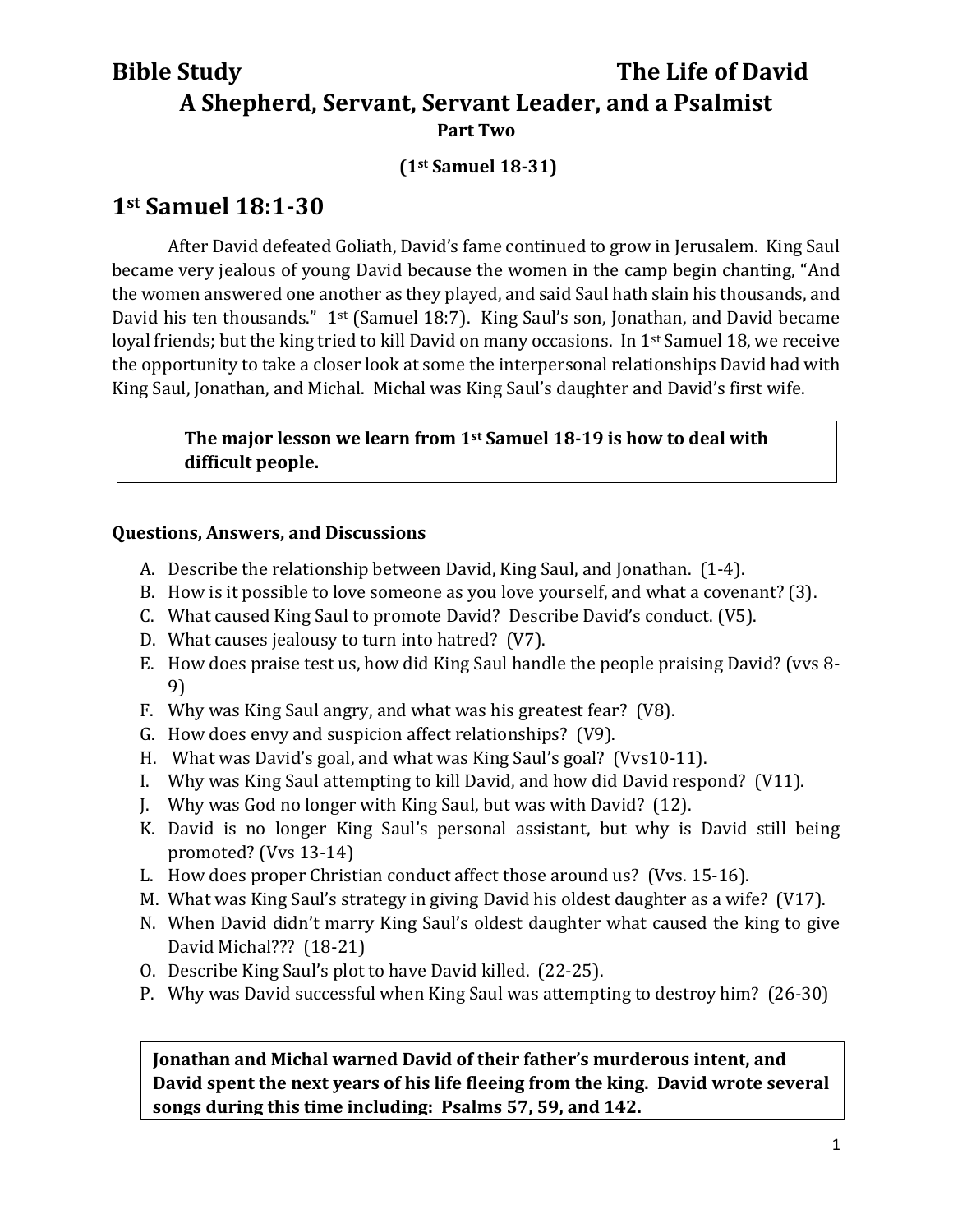# Bible Study The Life of David

## A Shepherd, Servant, Servant Leader, and a Psalmist

**Part Two**

**(1st Samuel 18-31)**

## 1st Samuel 18:1-30

After David defeated Goliath, David's fame continued to grow in Jerusalem. King Saul became very jealous of young David because the women in the camp begin chanting, "And the women answered one another as they played, and said Saul hath slain his thousands, and David his ten thousands." 1st (Samuel 18:7). King Saul's son, Jonathan, and David became loyal friends; but the king tried to kill David on many occasions. In 1st Samuel 18, we receive the opportunity to take a closer look at some the interpersonal relationships David had with King Saul, Jonathan, and Michal. Michal was King Saul's daughter and David's first wife.

> **The major lesson we learn from 1st Samuel 18-19 is how to deal with difficult people.**

**Questions, Answers, and Discussions**

A. Describe the relationship between David, King Saul, and Jonathan. (1-4).
B. How is it possible to love someone as you love yourself, and what a covenant? (3).
C. What caused King Saul to promote David? Describe David's conduct. (V5).
D. What causes jealousy to turn into hatred? (V7).
E. How does praise test us, how did King Saul handle the people praising David? (vvs 8-9)
F. Why was King Saul angry, and what was his greatest fear? (V8).
G. How does envy and suspicion affect relationships? (V9).
H. What was David's goal, and what was King Saul's goal? (Vvs10-11).
I. Why was King Saul attempting to kill David, and how did David respond? (V11).
J. Why was God no longer with King Saul, but was with David? (12).
K. David is no longer King Saul's personal assistant, but why is David still being promoted? (Vvs 13-14)
L. How does proper Christian conduct affect those around us? (Vvs. 15-16).
M. What was King Saul's strategy in giving David his oldest daughter as a wife? (V17).
N. When David didn't marry King Saul's oldest daughter what caused the king to give David Michal??? (18-21)
O. Describe King Saul's plot to have David killed. (22-25).
P. Why was David successful when King Saul was attempting to destroy him? (26-30)

> **Jonathan and Michal warned David of their father's murderous intent, and David spent the next years of his life fleeing from the king. David wrote several songs during this time including: Psalms 57, 59, and 142.**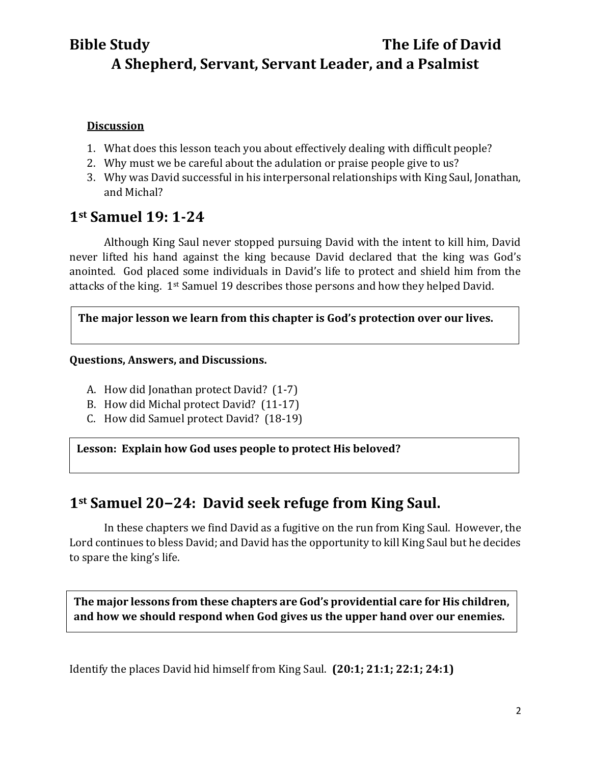**Discussion**

1. What does this lesson teach you about effectively dealing with difficult people?
2. Why must we be careful about the adulation or praise people give to us?
3. Why was David successful in his interpersonal relationships with King Saul, Jonathan, and Michal?

## 1st Samuel 19: 1-24

Although King Saul never stopped pursuing David with the intent to kill him, David never lifted his hand against the king because David declared that the king was God's anointed. God placed some individuals in David's life to protect and shield him from the attacks of the king. 1st Samuel 19 describes those persons and how they helped David.

**The major lesson we learn from this chapter is God's protection over our lives.**

**Questions, Answers, and Discussions.**

A. How did Jonathan protect David? (1-7)
B. How did Michal protect David? (11-17)
C. How did Samuel protect David? (18-19)

**Lesson: Explain how God uses people to protect His beloved?**

## 1st Samuel 20–24: David seek refuge from King Saul.

In these chapters we find David as a fugitive on the run from King Saul. However, the Lord continues to bless David; and David has the opportunity to kill King Saul but he decides to spare the king's life.

**The major lessons from these chapters are God's providential care for His children, and how we should respond when God gives us the upper hand over our enemies.**

Identify the places David hid himself from King Saul. **(20:1; 21:1; 22:1; 24:1)**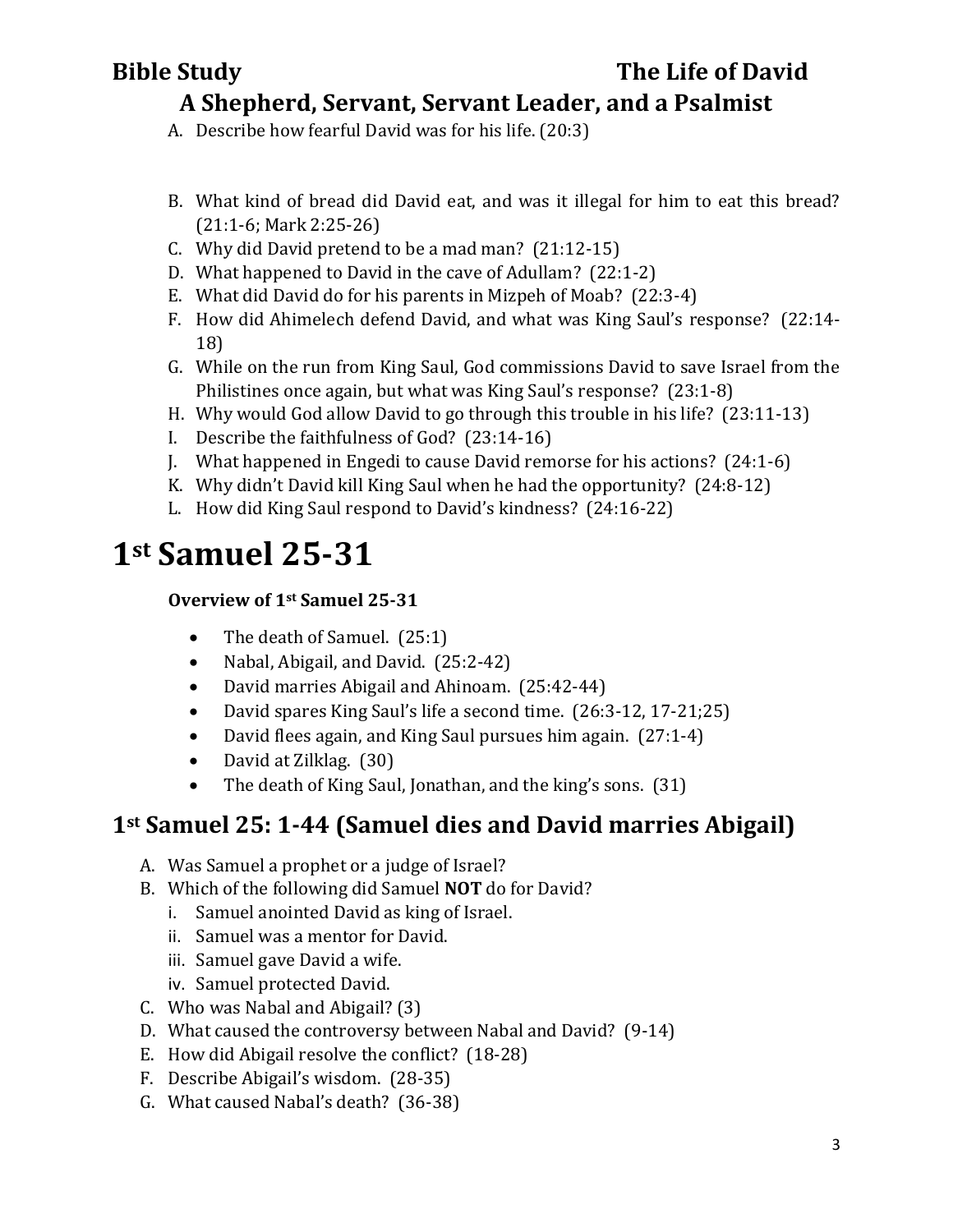A. Describe how fearful David was for his life. (20:3)

B. What kind of bread did David eat, and was it illegal for him to eat this bread? (21:1-6; Mark 2:25-26)
C. Why did David pretend to be a mad man? (21:12-15)
D. What happened to David in the cave of Adullam? (22:1-2)
E. What did David do for his parents in Mizpeh of Moab? (22:3-4)
F. How did Ahimelech defend David, and what was King Saul's response? (22:14-18)
G. While on the run from King Saul, God commissions David to save Israel from the Philistines once again, but what was King Saul's response? (23:1-8)
H. Why would God allow David to go through this trouble in his life? (23:11-13)
I. Describe the faithfulness of God? (23:14-16)
J. What happened in Engedi to cause David remorse for his actions? (24:1-6)
K. Why didn't David kill King Saul when he had the opportunity? (24:8-12)
L. How did King Saul respond to David's kindness? (24:16-22)

# 1st Samuel 25-31

**Overview of 1st Samuel 25-31**

- The death of Samuel. (25:1)
- Nabal, Abigail, and David. (25:2-42)
- David marries Abigail and Ahinoam. (25:42-44)
- David spares King Saul's life a second time. (26:3-12, 17-21;25)
- David flees again, and King Saul pursues him again. (27:1-4)
- David at Zilklag. (30)
- The death of King Saul, Jonathan, and the king's sons. (31)

## 1st Samuel 25: 1-44 (Samuel dies and David marries Abigail)

A. Was Samuel a prophet or a judge of Israel?
B. Which of the following did Samuel **NOT** do for David?
   i. Samuel anointed David as king of Israel.
   ii. Samuel was a mentor for David.
   iii. Samuel gave David a wife.
   iv. Samuel protected David.
C. Who was Nabal and Abigail? (3)
D. What caused the controversy between Nabal and David? (9-14)
E. How did Abigail resolve the conflict? (18-28)
F. Describe Abigail's wisdom. (28-35)
G. What caused Nabal's death? (36-38)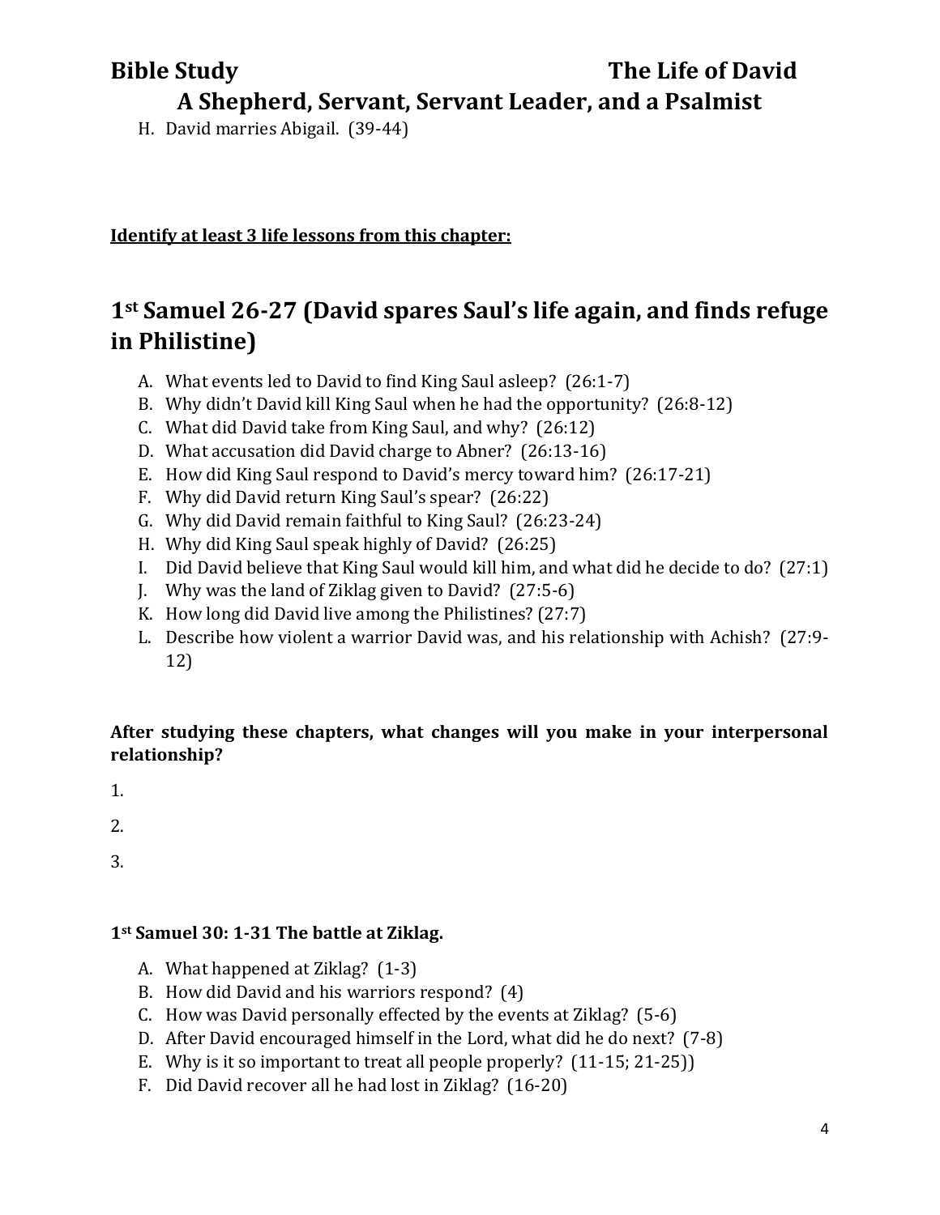H. David marries Abigail. (39-44)

**Identify at least 3 life lessons from this chapter:**

## 1st Samuel 26-27 (David spares Saul's life again, and finds refuge in Philistine)

A. What events led to David to find King Saul asleep? (26:1-7)
B. Why didn't David kill King Saul when he had the opportunity? (26:8-12)
C. What did David take from King Saul, and why? (26:12)
D. What accusation did David charge to Abner? (26:13-16)
E. How did King Saul respond to David's mercy toward him? (26:17-21)
F. Why did David return King Saul's spear? (26:22)
G. Why did David remain faithful to King Saul? (26:23-24)
H. Why did King Saul speak highly of David? (26:25)
I. Did David believe that King Saul would kill him, and what did he decide to do? (27:1)
J. Why was the land of Ziklag given to David? (27:5-6)
K. How long did David live among the Philistines? (27:7)
L. Describe how violent a warrior David was, and his relationship with Achish? (27:9-12)

**After studying these chapters, what changes will you make in your interpersonal relationship?**

1.

2.

3.

**1st Samuel 30: 1-31 The battle at Ziklag.**

A. What happened at Ziklag? (1-3)
B. How did David and his warriors respond? (4)
C. How was David personally effected by the events at Ziklag? (5-6)
D. After David encouraged himself in the Lord, what did he do next? (7-8)
E. Why is it so important to treat all people properly? (11-15; 21-25))
F. Did David recover all he had lost in Ziklag? (16-20)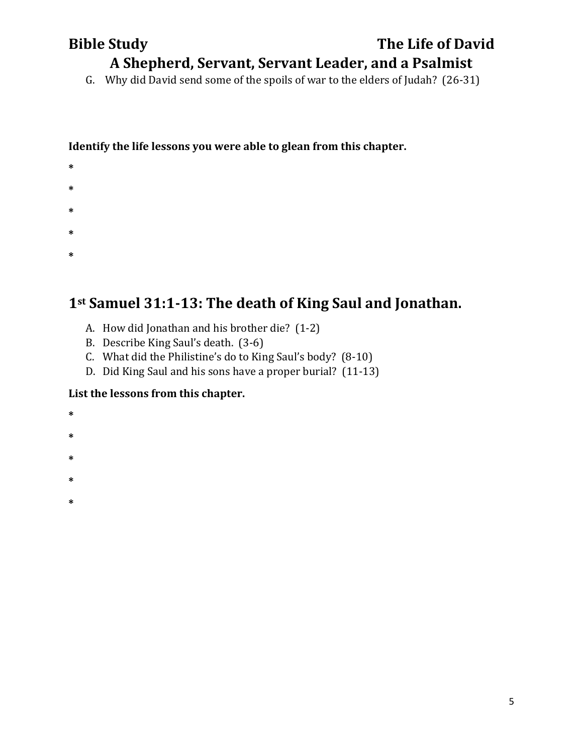G. Why did David send some of the spoils of war to the elders of Judah? (26-31)

**Identify the life lessons you were able to glean from this chapter.**

*

*

*

*

*

## 1st Samuel 31:1-13: The death of King Saul and Jonathan.

A. How did Jonathan and his brother die? (1-2)
B. Describe King Saul's death. (3-6)
C. What did the Philistine's do to King Saul's body? (8-10)
D. Did King Saul and his sons have a proper burial? (11-13)

**List the lessons from this chapter.**

*

*

*

*

*